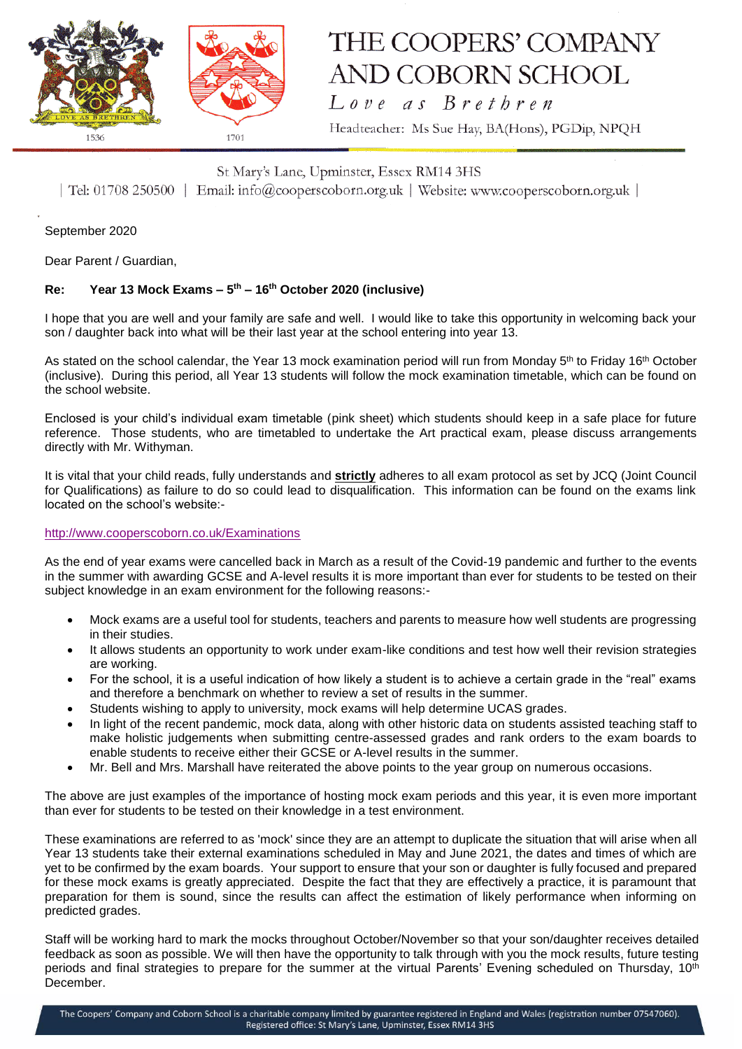# THE COOPERS' COMPANY AND COBORN SCHOOL

*Love as Brethren*

Headteacher: Ms Sue Hay, BA(Hons), PGDip, NPQH

St Mary's Lane, Upminster, Essex RM14 3HS

| Tel: 01708 250500 | Email: info@cooperscoborn.org.uk | Website: www.cooperscoborn.org.uk |

September 2020

Dear Parent / Guardian,

**Re: Year 13 Mock Exams – 5th – 16th October 2020 (inclusive)**

I hope that you are well and your family are safe and well. I would like to take this opportunity in welcoming back your son / daughter back into what will be their last year at the school entering into year 13.

As stated on the school calendar, the Year 13 mock examination period will run from Monday 5th to Friday 16th October (inclusive). During this period, all Year 13 students will follow the mock examination timetable, which can be found on the school website.

Enclosed is your child's individual exam timetable (pink sheet) which students should keep in a safe place for future reference. Those students, who are timetabled to undertake the Art practical exam, please discuss arrangements directly with Mr. Withyman.

It is vital that your child reads, fully understands and **strictly** adheres to all exam protocol as set by JCQ (Joint Council for Qualifications) as failure to do so could lead to disqualification. This information can be found on the exams link located on the school's website:-

http://www.cooperscoborn.co.uk/Examinations

As the end of year exams were cancelled back in March as a result of the Covid-19 pandemic and further to the events in the summer with awarding GCSE and A-level results it is more important than ever for students to be tested on their subject knowledge in an exam environment for the following reasons:-

- Mock exams are a useful tool for students, teachers and parents to measure how well students are progressing in their studies.
- It allows students an opportunity to work under exam-like conditions and test how well their revision strategies are working.
- For the school, it is a useful indication of how likely a student is to achieve a certain grade in the "real" exams and therefore a benchmark on whether to review a set of results in the summer.
- Students wishing to apply to university, mock exams will help determine UCAS grades.
- In light of the recent pandemic, mock data, along with other historic data on students assisted teaching staff to make holistic judgements when submitting centre-assessed grades and rank orders to the exam boards to enable students to receive either their GCSE or A-level results in the summer.
- Mr. Bell and Mrs. Marshall have reiterated the above points to the year group on numerous occasions.

The above are just examples of the importance of hosting mock exam periods and this year, it is even more important than ever for students to be tested on their knowledge in a test environment.

These examinations are referred to as 'mock' since they are an attempt to duplicate the situation that will arise when all Year 13 students take their external examinations scheduled in May and June 2021, the dates and times of which are yet to be confirmed by the exam boards. Your support to ensure that your son or daughter is fully focused and prepared for these mock exams is greatly appreciated. Despite the fact that they are effectively a practice, it is paramount that preparation for them is sound, since the results can affect the estimation of likely performance when informing on predicted grades.

Staff will be working hard to mark the mocks throughout October/November so that your son/daughter receives detailed feedback as soon as possible. We will then have the opportunity to talk through with you the mock results, future testing periods and final strategies to prepare for the summer at the virtual Parents' Evening scheduled on Thursday, 10th December.

The Coopers' Company and Coborn School is a charitable company limited by guarantee registered in England and Wales (registration number 07547060). Registered office: St Mary's Lane, Upminster, Essex RM14 3HS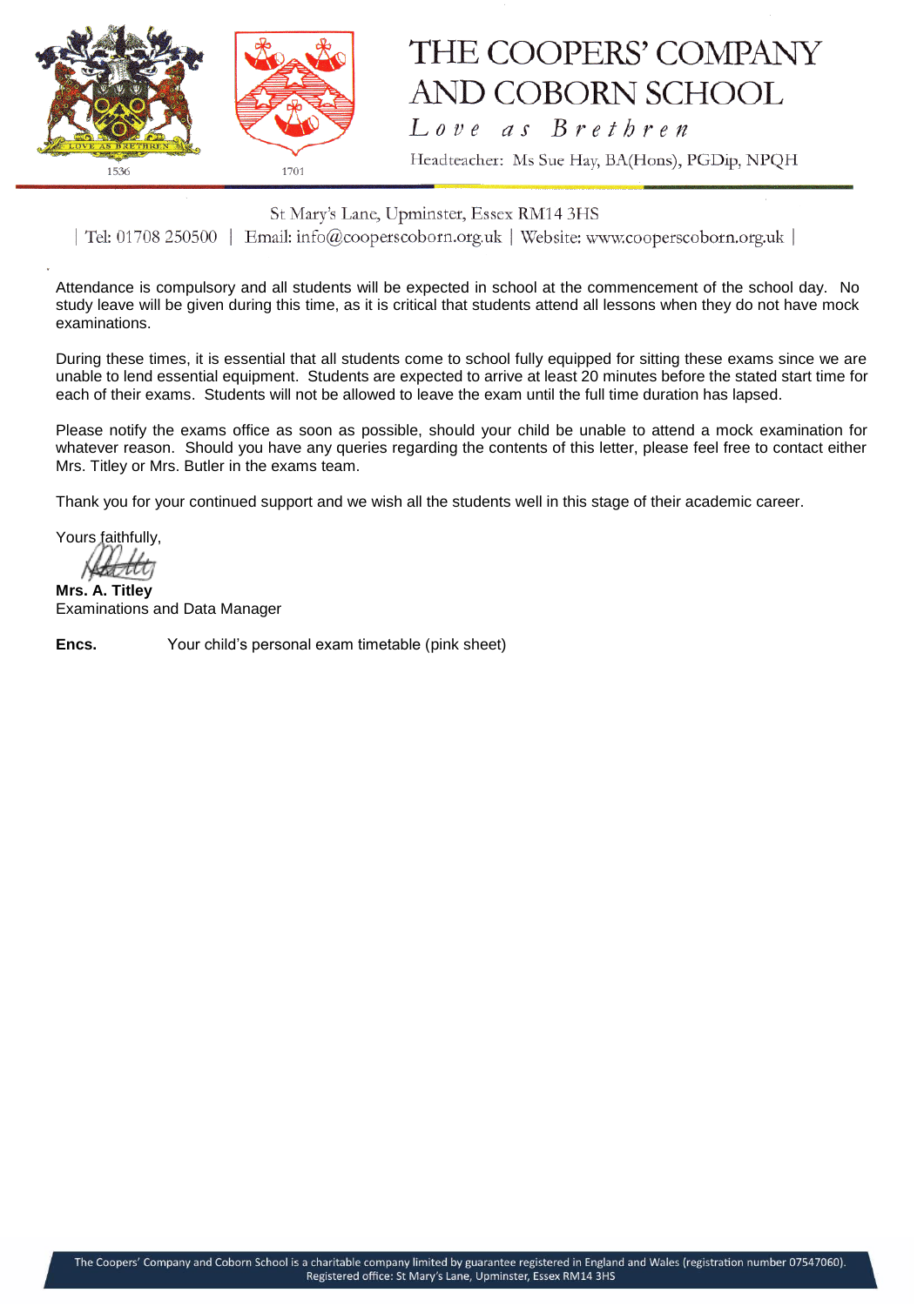# THE COOPERS' COMPANY AND COBORN SCHOOL

*Love as Brethren*

Headteacher: Ms Sue Hay, BA(Hons), PGDip, NPQH

St Mary's Lane, Upminster, Essex RM14 3HS

| Tel: 01708 250500 | Email: info@cooperscoborn.org.uk | Website: www.cooperscoborn.org.uk |

Attendance is compulsory and all students will be expected in school at the commencement of the school day. No study leave will be given during this time, as it is critical that students attend all lessons when they do not have mock examinations.

During these times, it is essential that all students come to school fully equipped for sitting these exams since we are unable to lend essential equipment. Students are expected to arrive at least 20 minutes before the stated start time for each of their exams. Students will not be allowed to leave the exam until the full time duration has lapsed.

Please notify the exams office as soon as possible, should your child be unable to attend a mock examination for whatever reason. Should you have any queries regarding the contents of this letter, please feel free to contact either Mrs. Titley or Mrs. Butler in the exams team.

Thank you for your continued support and we wish all the students well in this stage of their academic career.

Yours faithfully,

**Mrs. A. Titley**
Examinations and Data Manager

**Encs.** Your child's personal exam timetable (pink sheet)

The Coopers' Company and Coborn School is a charitable company limited by guarantee registered in England and Wales (registration number 07547060).
Registered office: St Mary's Lane, Upminster, Essex RM14 3HS